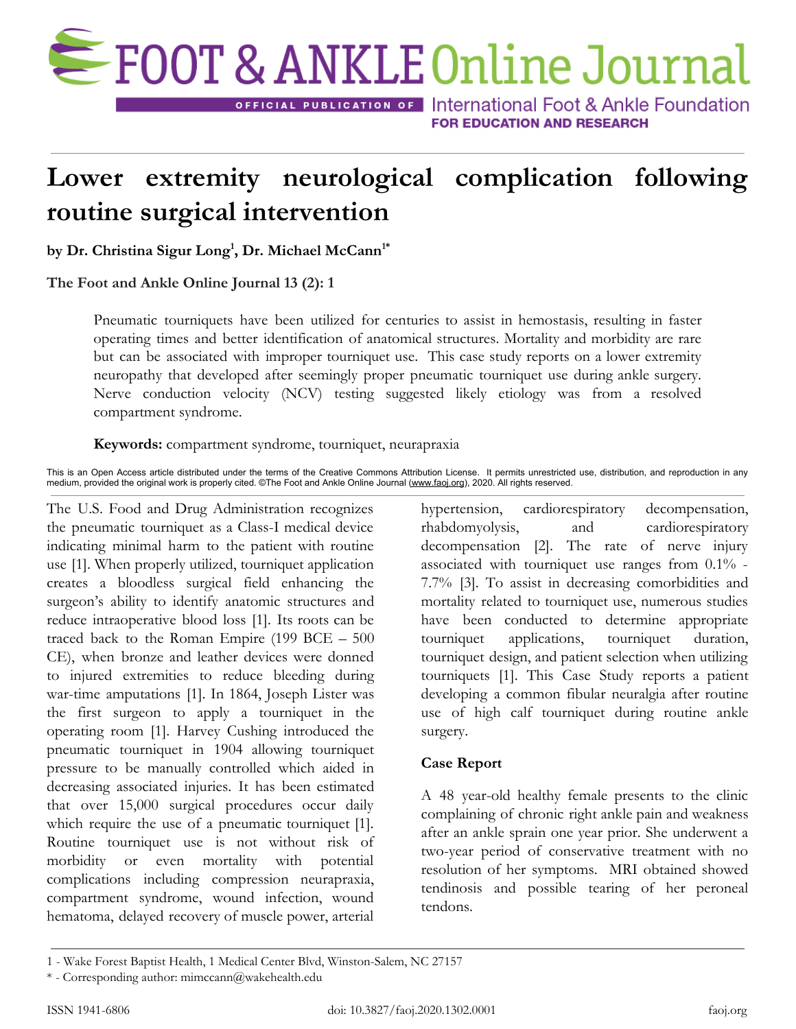# Lower extremity neurological complication following routine surgical intervention

**by Dr. Christina Sigur Long[1], Dr. Michael McCann[1*]**

**The Foot and Ankle Online Journal 13 (2): 1**

Pneumatic tourniquets have been utilized for centuries to assist in hemostasis, resulting in faster operating times and better identification of anatomical structures. Mortality and morbidity are rare but can be associated with improper tourniquet use. This case study reports on a lower extremity neuropathy that developed after seemingly proper pneumatic tourniquet use during ankle surgery. Nerve conduction velocity (NCV) testing suggested likely etiology was from a resolved compartment syndrome.

**Keywords:** compartment syndrome, tourniquet, neurapraxia

This is an Open Access article distributed under the terms of the Creative Commons Attribution License. It permits unrestricted use, distribution, and reproduction in any medium, provided the original work is properly cited. ©The Foot and Ankle Online Journal (www.faoj.org), 2020. All rights reserved.

The U.S. Food and Drug Administration recognizes the pneumatic tourniquet as a Class-I medical device indicating minimal harm to the patient with routine use [1]. When properly utilized, tourniquet application creates a bloodless surgical field enhancing the surgeon's ability to identify anatomic structures and reduce intraoperative blood loss [1]. Its roots can be traced back to the Roman Empire (199 BCE – 500 CE), when bronze and leather devices were donned to injured extremities to reduce bleeding during war-time amputations [1]. In 1864, Joseph Lister was the first surgeon to apply a tourniquet in the operating room [1]. Harvey Cushing introduced the pneumatic tourniquet in 1904 allowing tourniquet pressure to be manually controlled which aided in decreasing associated injuries. It has been estimated that over 15,000 surgical procedures occur daily which require the use of a pneumatic tourniquet [1]. Routine tourniquet use is not without risk of morbidity or even mortality with potential complications including compression neurapraxia, compartment syndrome, wound infection, wound hematoma, delayed recovery of muscle power, arterial hypertension, cardiorespiratory decompensation, rhabdomyolysis, and cardiorespiratory decompensation [2]. The rate of nerve injury associated with tourniquet use ranges from 0.1% - 7.7% [3]. To assist in decreasing comorbidities and mortality related to tourniquet use, numerous studies have been conducted to determine appropriate tourniquet applications, tourniquet duration, tourniquet design, and patient selection when utilizing tourniquets [1]. This Case Study reports a patient developing a common fibular neuralgia after routine use of high calf tourniquet during routine ankle surgery.

## Case Report

A 48 year-old healthy female presents to the clinic complaining of chronic right ankle pain and weakness after an ankle sprain one year prior. She underwent a two-year period of conservative treatment with no resolution of her symptoms. MRI obtained showed tendinosis and possible tearing of her peroneal tendons.

1 - Wake Forest Baptist Health, 1 Medical Center Blvd, Winston-Salem, NC 27157

\* - Corresponding author: mimccann@wakehealth.edu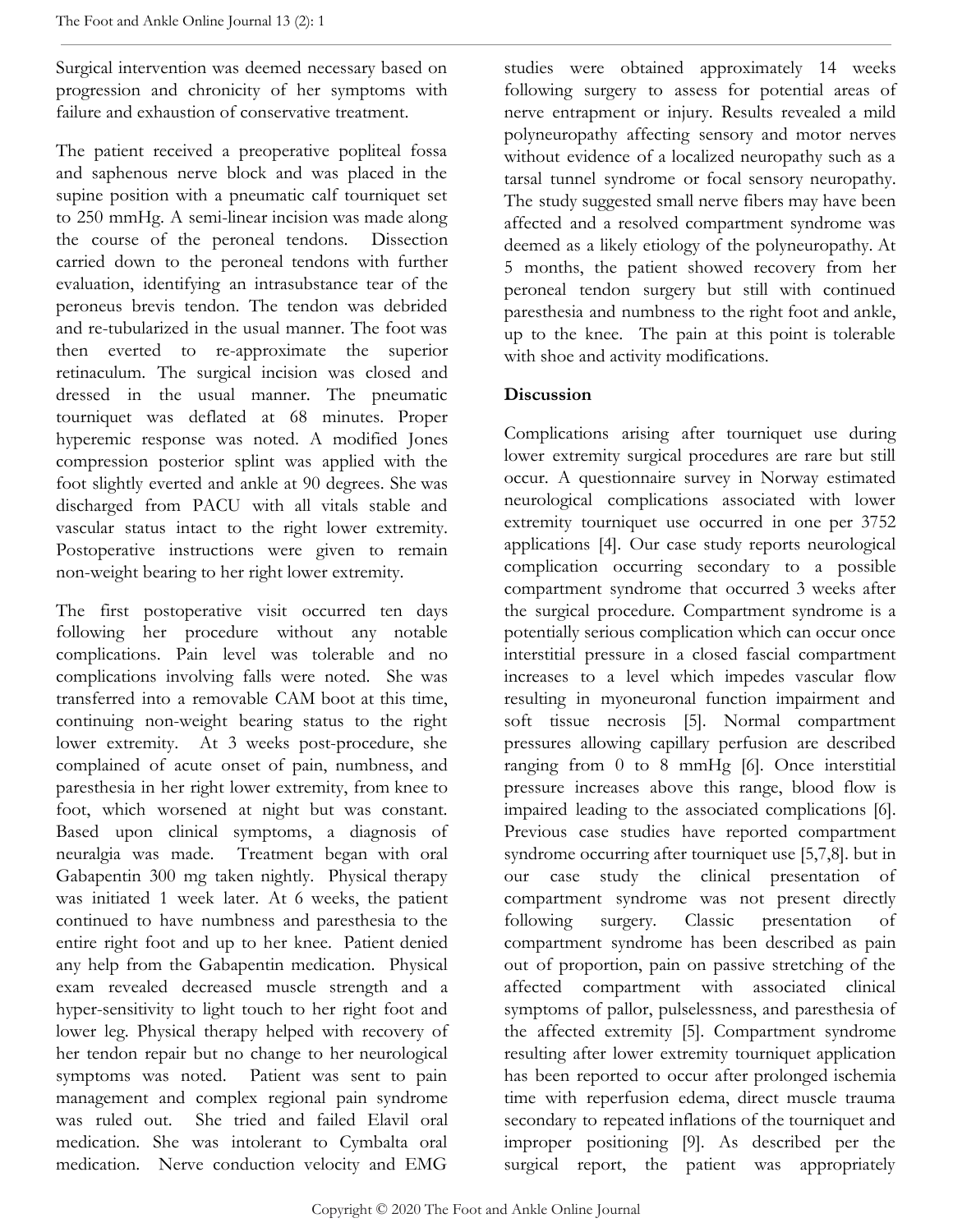Surgical intervention was deemed necessary based on progression and chronicity of her symptoms with failure and exhaustion of conservative treatment.

The patient received a preoperative popliteal fossa and saphenous nerve block and was placed in the supine position with a pneumatic calf tourniquet set to 250 mmHg. A semi-linear incision was made along the course of the peroneal tendons. Dissection carried down to the peroneal tendons with further evaluation, identifying an intrasubstance tear of the peroneus brevis tendon. The tendon was debrided and re-tubularized in the usual manner. The foot was then everted to re-approximate the superior retinaculum. The surgical incision was closed and dressed in the usual manner. The pneumatic tourniquet was deflated at 68 minutes. Proper hyperemic response was noted. A modified Jones compression posterior splint was applied with the foot slightly everted and ankle at 90 degrees. She was discharged from PACU with all vitals stable and vascular status intact to the right lower extremity. Postoperative instructions were given to remain non-weight bearing to her right lower extremity.

The first postoperative visit occurred ten days following her procedure without any notable complications. Pain level was tolerable and no complications involving falls were noted. She was transferred into a removable CAM boot at this time, continuing non-weight bearing status to the right lower extremity. At 3 weeks post-procedure, she complained of acute onset of pain, numbness, and paresthesia in her right lower extremity, from knee to foot, which worsened at night but was constant. Based upon clinical symptoms, a diagnosis of neuralgia was made. Treatment began with oral Gabapentin 300 mg taken nightly. Physical therapy was initiated 1 week later. At 6 weeks, the patient continued to have numbness and paresthesia to the entire right foot and up to her knee. Patient denied any help from the Gabapentin medication. Physical exam revealed decreased muscle strength and a hyper-sensitivity to light touch to her right foot and lower leg. Physical therapy helped with recovery of her tendon repair but no change to her neurological symptoms was noted. Patient was sent to pain management and complex regional pain syndrome was ruled out. She tried and failed Elavil oral medication. She was intolerant to Cymbalta oral medication. Nerve conduction velocity and EMG studies were obtained approximately 14 weeks following surgery to assess for potential areas of nerve entrapment or injury. Results revealed a mild polyneuropathy affecting sensory and motor nerves without evidence of a localized neuropathy such as a tarsal tunnel syndrome or focal sensory neuropathy. The study suggested small nerve fibers may have been affected and a resolved compartment syndrome was deemed as a likely etiology of the polyneuropathy. At 5 months, the patient showed recovery from her peroneal tendon surgery but still with continued paresthesia and numbness to the right foot and ankle, up to the knee. The pain at this point is tolerable with shoe and activity modifications.

## Discussion

Complications arising after tourniquet use during lower extremity surgical procedures are rare but still occur. A questionnaire survey in Norway estimated neurological complications associated with lower extremity tourniquet use occurred in one per 3752 applications [4]. Our case study reports neurological complication occurring secondary to a possible compartment syndrome that occurred 3 weeks after the surgical procedure. Compartment syndrome is a potentially serious complication which can occur once interstitial pressure in a closed fascial compartment increases to a level which impedes vascular flow resulting in myoneuronal function impairment and soft tissue necrosis [5]. Normal compartment pressures allowing capillary perfusion are described ranging from 0 to 8 mmHg [6]. Once interstitial pressure increases above this range, blood flow is impaired leading to the associated complications [6]. Previous case studies have reported compartment syndrome occurring after tourniquet use [5,7,8]. but in our case study the clinical presentation of compartment syndrome was not present directly following surgery. Classic presentation of compartment syndrome has been described as pain out of proportion, pain on passive stretching of the affected compartment with associated clinical symptoms of pallor, pulselessness, and paresthesia of the affected extremity [5]. Compartment syndrome resulting after lower extremity tourniquet application has been reported to occur after prolonged ischemia time with reperfusion edema, direct muscle trauma secondary to repeated inflations of the tourniquet and improper positioning [9]. As described per the surgical report, the patient was appropriately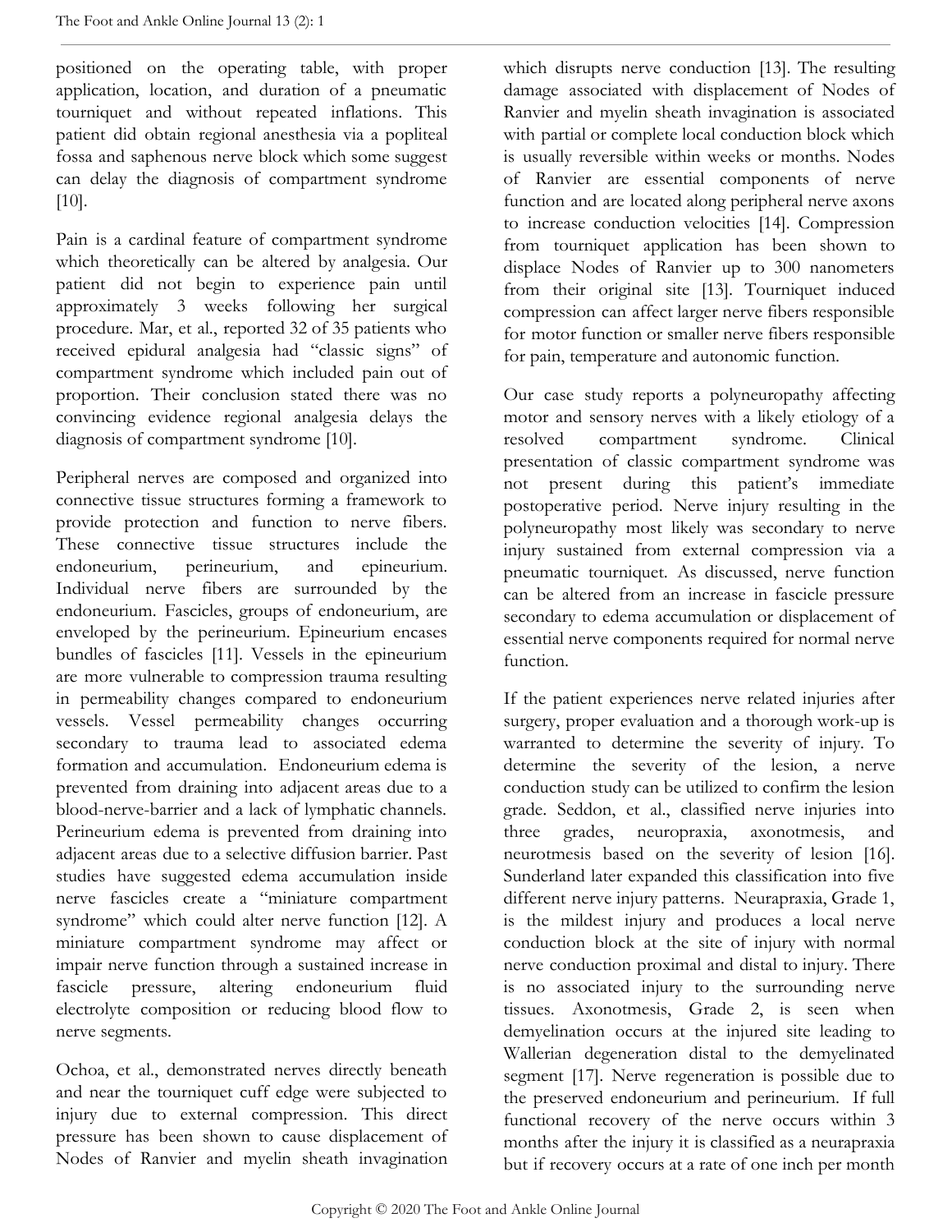positioned on the operating table, with proper application, location, and duration of a pneumatic tourniquet and without repeated inflations. This patient did obtain regional anesthesia via a popliteal fossa and saphenous nerve block which some suggest can delay the diagnosis of compartment syndrome [10].

Pain is a cardinal feature of compartment syndrome which theoretically can be altered by analgesia. Our patient did not begin to experience pain until approximately 3 weeks following her surgical procedure. Mar, et al., reported 32 of 35 patients who received epidural analgesia had "classic signs" of compartment syndrome which included pain out of proportion. Their conclusion stated there was no convincing evidence regional analgesia delays the diagnosis of compartment syndrome [10].

Peripheral nerves are composed and organized into connective tissue structures forming a framework to provide protection and function to nerve fibers. These connective tissue structures include the endoneurium, perineurium, and epineurium. Individual nerve fibers are surrounded by the endoneurium. Fascicles, groups of endoneurium, are enveloped by the perineurium. Epineurium encases bundles of fascicles [11]. Vessels in the epineurium are more vulnerable to compression trauma resulting in permeability changes compared to endoneurium vessels. Vessel permeability changes occurring secondary to trauma lead to associated edema formation and accumulation. Endoneurium edema is prevented from draining into adjacent areas due to a blood-nerve-barrier and a lack of lymphatic channels. Perineurium edema is prevented from draining into adjacent areas due to a selective diffusion barrier. Past studies have suggested edema accumulation inside nerve fascicles create a "miniature compartment syndrome" which could alter nerve function [12]. A miniature compartment syndrome may affect or impair nerve function through a sustained increase in fascicle pressure, altering endoneurium fluid electrolyte composition or reducing blood flow to nerve segments.

Ochoa, et al., demonstrated nerves directly beneath and near the tourniquet cuff edge were subjected to injury due to external compression. This direct pressure has been shown to cause displacement of Nodes of Ranvier and myelin sheath invagination which disrupts nerve conduction [13]. The resulting damage associated with displacement of Nodes of Ranvier and myelin sheath invagination is associated with partial or complete local conduction block which is usually reversible within weeks or months. Nodes of Ranvier are essential components of nerve function and are located along peripheral nerve axons to increase conduction velocities [14]. Compression from tourniquet application has been shown to displace Nodes of Ranvier up to 300 nanometers from their original site [13]. Tourniquet induced compression can affect larger nerve fibers responsible for motor function or smaller nerve fibers responsible for pain, temperature and autonomic function.

Our case study reports a polyneuropathy affecting motor and sensory nerves with a likely etiology of a resolved compartment syndrome. Clinical presentation of classic compartment syndrome was not present during this patient's immediate postoperative period. Nerve injury resulting in the polyneuropathy most likely was secondary to nerve injury sustained from external compression via a pneumatic tourniquet. As discussed, nerve function can be altered from an increase in fascicle pressure secondary to edema accumulation or displacement of essential nerve components required for normal nerve function.

If the patient experiences nerve related injuries after surgery, proper evaluation and a thorough work-up is warranted to determine the severity of injury. To determine the severity of the lesion, a nerve conduction study can be utilized to confirm the lesion grade. Seddon, et al., classified nerve injuries into three grades, neuropraxia, axonotmesis, and neurotmesis based on the severity of lesion [16]. Sunderland later expanded this classification into five different nerve injury patterns. Neurapraxia, Grade 1, is the mildest injury and produces a local nerve conduction block at the site of injury with normal nerve conduction proximal and distal to injury. There is no associated injury to the surrounding nerve tissues. Axonotmesis, Grade 2, is seen when demyelination occurs at the injured site leading to Wallerian degeneration distal to the demyelinated segment [17]. Nerve regeneration is possible due to the preserved endoneurium and perineurium. If full functional recovery of the nerve occurs within 3 months after the injury it is classified as a neurapraxia but if recovery occurs at a rate of one inch per month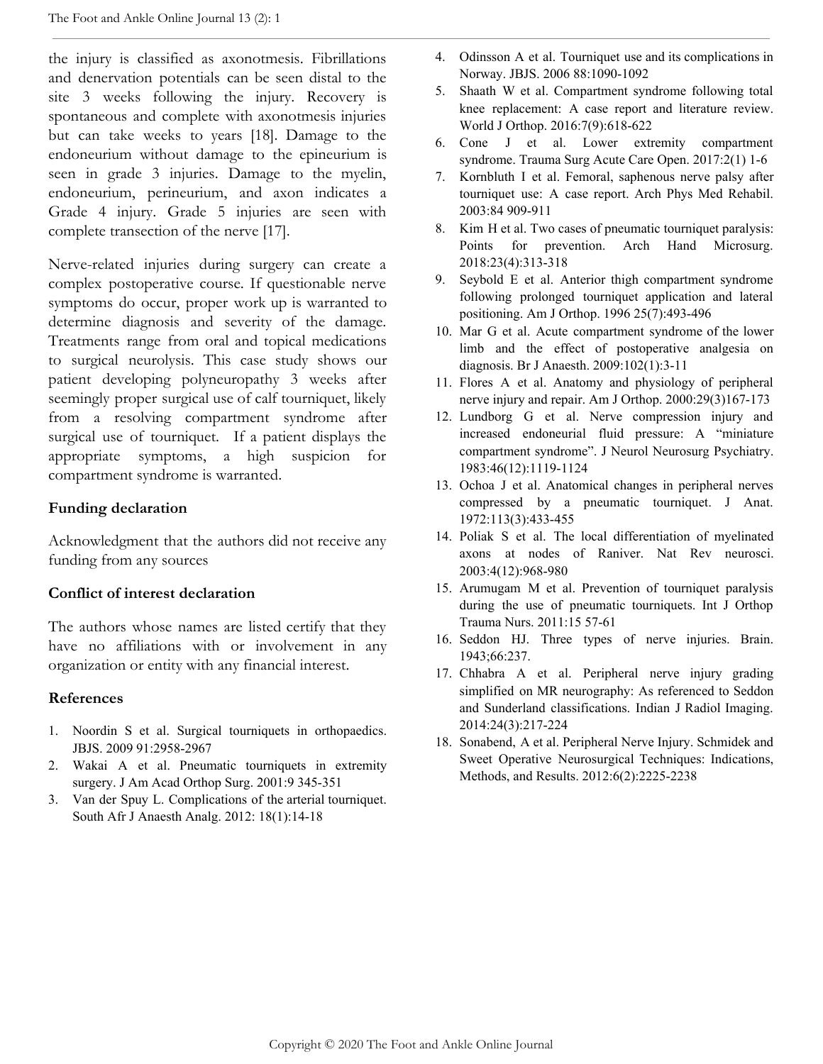the injury is classified as axonotmesis. Fibrillations and denervation potentials can be seen distal to the site 3 weeks following the injury. Recovery is spontaneous and complete with axonotmesis injuries but can take weeks to years [18]. Damage to the endoneurium without damage to the epineurium is seen in grade 3 injuries. Damage to the myelin, endoneurium, perineurium, and axon indicates a Grade 4 injury. Grade 5 injuries are seen with complete transection of the nerve [17].

Nerve-related injuries during surgery can create a complex postoperative course. If questionable nerve symptoms do occur, proper work up is warranted to determine diagnosis and severity of the damage. Treatments range from oral and topical medications to surgical neurolysis. This case study shows our patient developing polyneuropathy 3 weeks after seemingly proper surgical use of calf tourniquet, likely from a resolving compartment syndrome after surgical use of tourniquet. If a patient displays the appropriate symptoms, a high suspicion for compartment syndrome is warranted.

### Funding declaration

Acknowledgment that the authors did not receive any funding from any sources

### Conflict of interest declaration

The authors whose names are listed certify that they have no affiliations with or involvement in any organization or entity with any financial interest.

### References

1. Noordin S et al. Surgical tourniquets in orthopaedics. JBJS. 2009 91:2958-2967
2. Wakai A et al. Pneumatic tourniquets in extremity surgery. J Am Acad Orthop Surg. 2001:9 345-351
3. Van der Spuy L. Complications of the arterial tourniquet. South Afr J Anaesth Analg. 2012: 18(1):14-18
4. Odinsson A et al. Tourniquet use and its complications in Norway. JBJS. 2006 88:1090-1092
5. Shaath W et al. Compartment syndrome following total knee replacement: A case report and literature review. World J Orthop. 2016:7(9):618-622
6. Cone J et al. Lower extremity compartment syndrome. Trauma Surg Acute Care Open. 2017:2(1) 1-6
7. Kornbluth I et al. Femoral, saphenous nerve palsy after tourniquet use: A case report. Arch Phys Med Rehabil. 2003:84 909-911
8. Kim H et al. Two cases of pneumatic tourniquet paralysis: Points for prevention. Arch Hand Microsurg. 2018:23(4):313-318
9. Seybold E et al. Anterior thigh compartment syndrome following prolonged tourniquet application and lateral positioning. Am J Orthop. 1996 25(7):493-496
10. Mar G et al. Acute compartment syndrome of the lower limb and the effect of postoperative analgesia on diagnosis. Br J Anaesth. 2009:102(1):3-11
11. Flores A et al. Anatomy and physiology of peripheral nerve injury and repair. Am J Orthop. 2000:29(3)167-173
12. Lundborg G et al. Nerve compression injury and increased endoneurial fluid pressure: A "miniature compartment syndrome". J Neurol Neurosurg Psychiatry. 1983:46(12):1119-1124
13. Ochoa J et al. Anatomical changes in peripheral nerves compressed by a pneumatic tourniquet. J Anat. 1972:113(3):433-455
14. Poliak S et al. The local differentiation of myelinated axons at nodes of Raniver. Nat Rev neurosci. 2003:4(12):968-980
15. Arumugam M et al. Prevention of tourniquet paralysis during the use of pneumatic tourniquets. Int J Orthop Trauma Nurs. 2011:15 57-61
16. Seddon HJ. Three types of nerve injuries. Brain. 1943;66:237.
17. Chhabra A et al. Peripheral nerve injury grading simplified on MR neurography: As referenced to Seddon and Sunderland classifications. Indian J Radiol Imaging. 2014:24(3):217-224
18. Sonabend, A et al. Peripheral Nerve Injury. Schmidek and Sweet Operative Neurosurgical Techniques: Indications, Methods, and Results. 2012:6(2):2225-2238